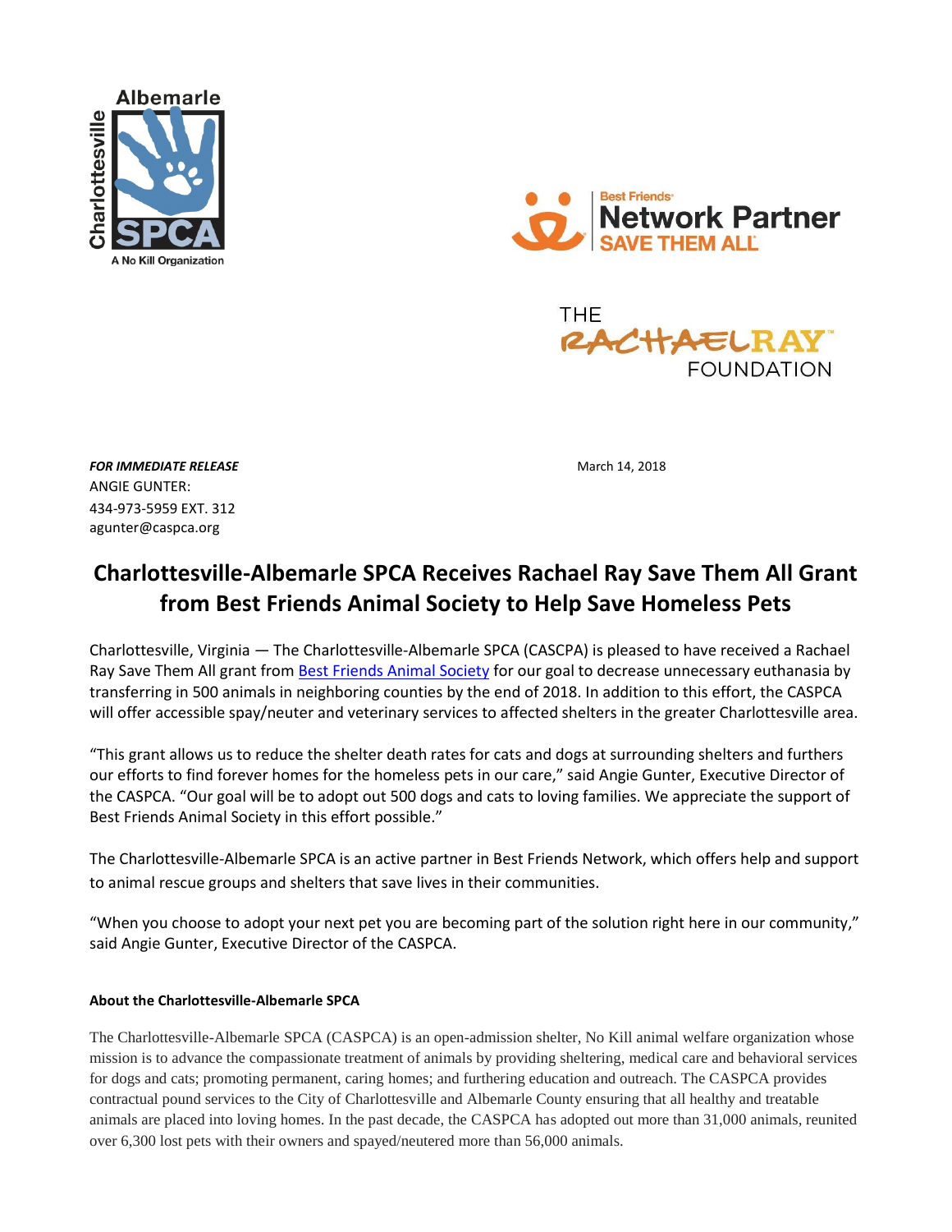Albemarle Charlottesville SPCA

A No Kill Organization

Best Friends Network Partner SAVE THEM ALL

THE RACHAELRAY™ FOUNDATION

***FOR IMMEDIATE RELEASE***

March 14, 2018

ANGIE GUNTER:
434-973-5959 EXT. 312
agunter@caspca.org

# Charlottesville-Albemarle SPCA Receives Rachael Ray Save Them All Grant from Best Friends Animal Society to Help Save Homeless Pets

Charlottesville, Virginia — The Charlottesville-Albemarle SPCA (CASCPA) is pleased to have received a Rachael Ray Save Them All grant from Best Friends Animal Society for our goal to decrease unnecessary euthanasia by transferring in 500 animals in neighboring counties by the end of 2018. In addition to this effort, the CASPCA will offer accessible spay/neuter and veterinary services to affected shelters in the greater Charlottesville area.

"This grant allows us to reduce the shelter death rates for cats and dogs at surrounding shelters and furthers our efforts to find forever homes for the homeless pets in our care," said Angie Gunter, Executive Director of the CASPCA. "Our goal will be to adopt out 500 dogs and cats to loving families. We appreciate the support of Best Friends Animal Society in this effort possible."

The Charlottesville-Albemarle SPCA is an active partner in Best Friends Network, which offers help and support to animal rescue groups and shelters that save lives in their communities.

"When you choose to adopt your next pet you are becoming part of the solution right here in our community," said Angie Gunter, Executive Director of the CASPCA.

**About the Charlottesville-Albemarle SPCA**

The Charlottesville-Albemarle SPCA (CASPCA) is an open-admission shelter, No Kill animal welfare organization whose mission is to advance the compassionate treatment of animals by providing sheltering, medical care and behavioral services for dogs and cats; promoting permanent, caring homes; and furthering education and outreach. The CASPCA provides contractual pound services to the City of Charlottesville and Albemarle County ensuring that all healthy and treatable animals are placed into loving homes. In the past decade, the CASPCA has adopted out more than 31,000 animals, reunited over 6,300 lost pets with their owners and spayed/neutered more than 56,000 animals.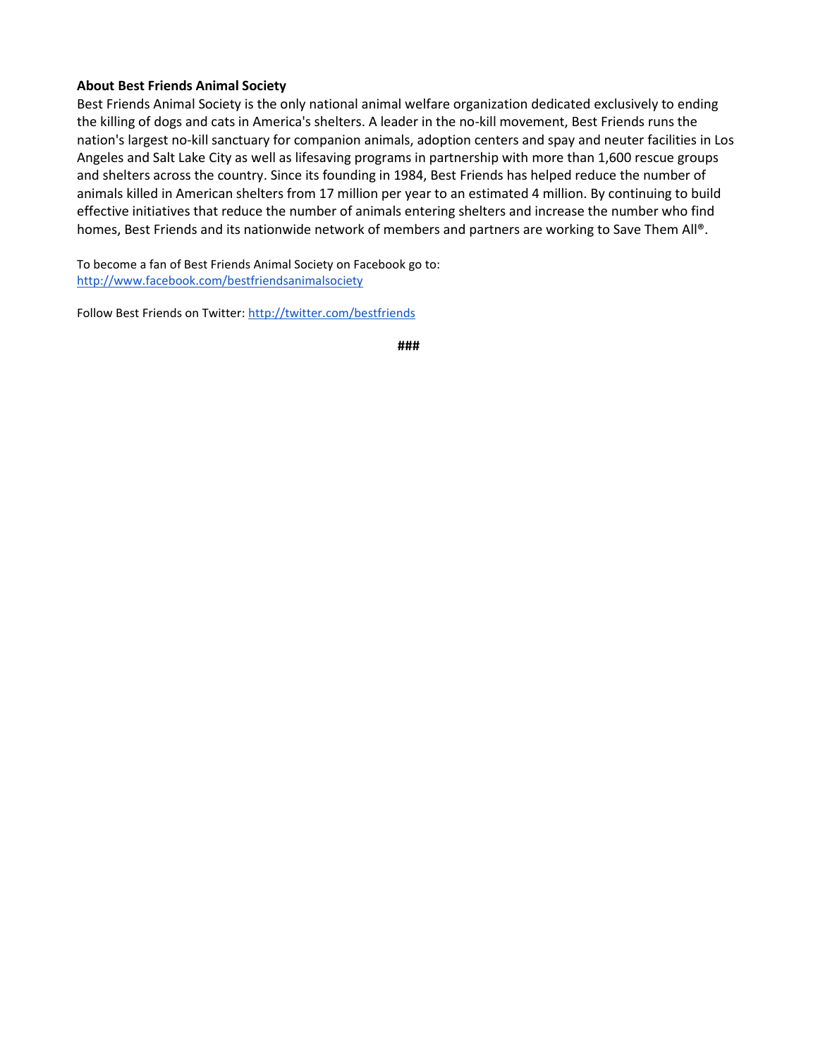**About Best Friends Animal Society**

Best Friends Animal Society is the only national animal welfare organization dedicated exclusively to ending the killing of dogs and cats in America's shelters. A leader in the no-kill movement, Best Friends runs the nation's largest no-kill sanctuary for companion animals, adoption centers and spay and neuter facilities in Los Angeles and Salt Lake City as well as lifesaving programs in partnership with more than 1,600 rescue groups and shelters across the country. Since its founding in 1984, Best Friends has helped reduce the number of animals killed in American shelters from 17 million per year to an estimated 4 million. By continuing to build effective initiatives that reduce the number of animals entering shelters and increase the number who find homes, Best Friends and its nationwide network of members and partners are working to Save Them All®.

To become a fan of Best Friends Animal Society on Facebook go to:
http://www.facebook.com/bestfriendsanimalsociety

Follow Best Friends on Twitter: http://twitter.com/bestfriends

**###**